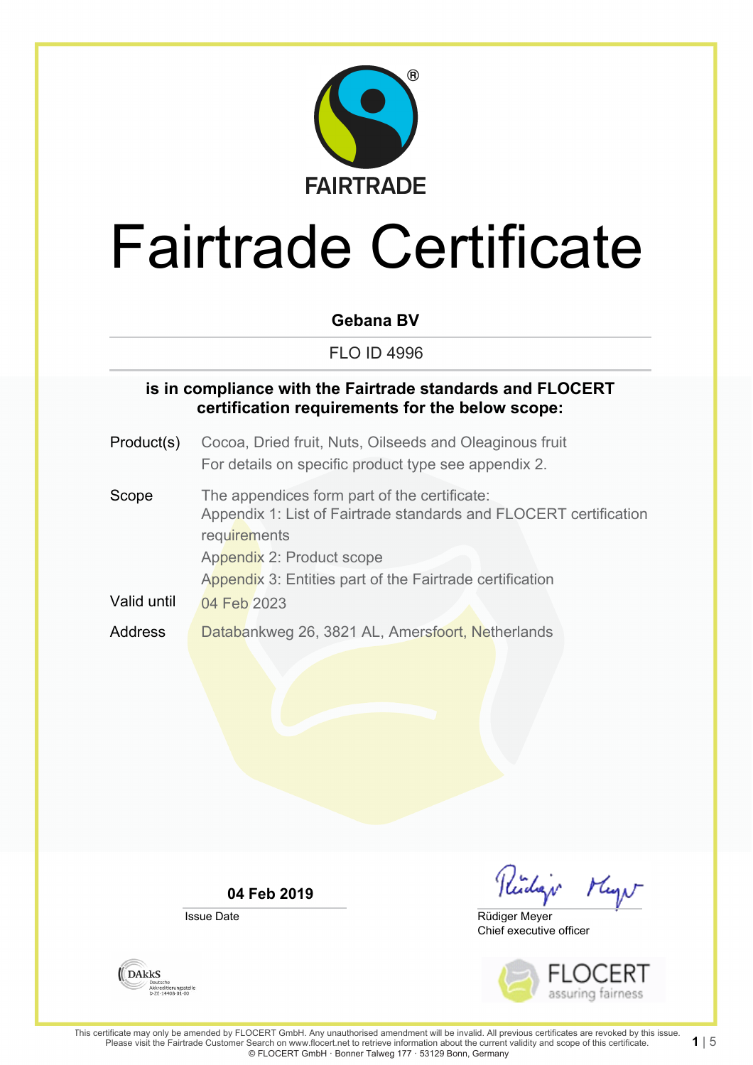FAIRTRADE

# Fairtrade Certificate

**Gebana BV**

FLO ID 4996

**is in compliance with the Fairtrade standards and FLOCERT certification requirements for the below scope:**

| | |
|---|---|
| Product(s) | Cocoa, Dried fruit, Nuts, Oilseeds and Oleaginous fruit<br>For details on specific product type see appendix 2. |
| Scope | The appendices form part of the certificate:<br>Appendix 1: List of Fairtrade standards and FLOCERT certification requirements<br>Appendix 2: Product scope<br>Appendix 3: Entities part of the Fairtrade certification |
| Valid until | 04 Feb 2023 |
| Address | Databankweg 26, 3821 AL, Amersfoort, Netherlands |

**04 Feb 2019**

Issue Date

Rüdiger Meyer
Chief executive officer

DAkkS Deutsche Akkreditierungsstelle D-ZE-14408-01-00

FLOCERT assuring fairness

This certificate may only be amended by FLOCERT GmbH. Any unauthorised amendment will be invalid. All previous certificates are revoked by this issue. Please visit the Fairtrade Customer Search on www.flocert.net to retrieve information about the current validity and scope of this certificate.
© FLOCERT GmbH · Bonner Talweg 177 · 53129 Bonn, Germany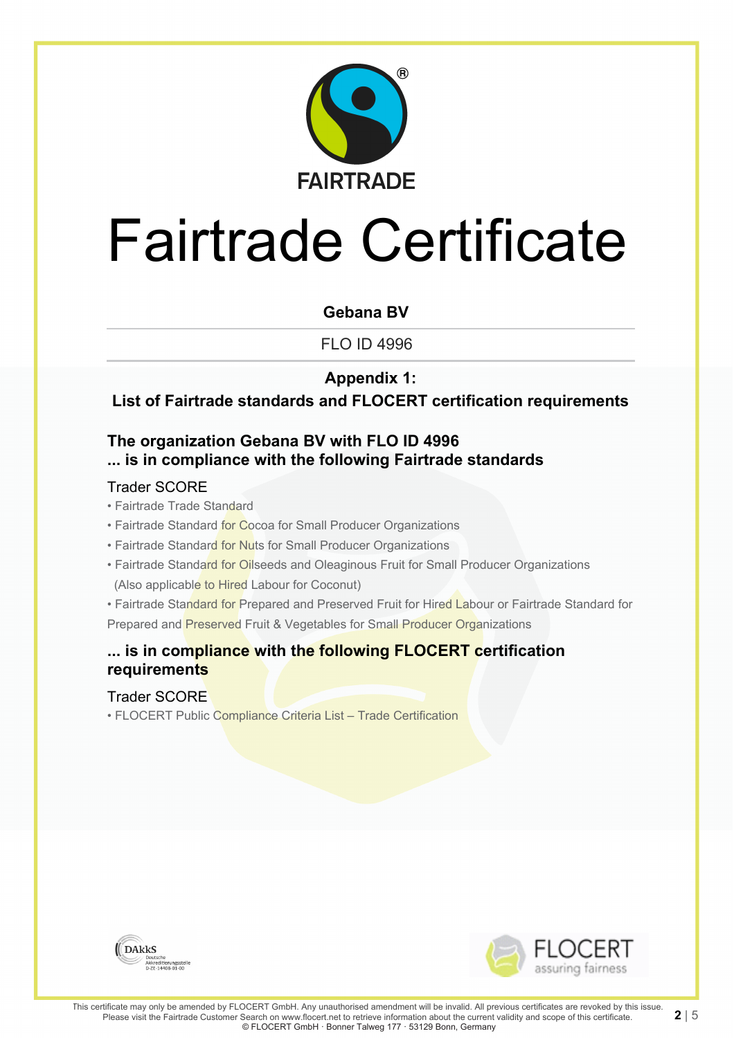FAIRTRADE

# Fairtrade Certificate

**Gebana BV**

FLO ID 4996

## Appendix 1:
## List of Fairtrade standards and FLOCERT certification requirements

### The organization Gebana BV with FLO ID 4996 ... is in compliance with the following Fairtrade standards

Trader SCORE

- Fairtrade Trade Standard
- Fairtrade Standard for Cocoa for Small Producer Organizations
- Fairtrade Standard for Nuts for Small Producer Organizations
- Fairtrade Standard for Oilseeds and Oleaginous Fruit for Small Producer Organizations (Also applicable to Hired Labour for Coconut)
- Fairtrade Standard for Prepared and Preserved Fruit for Hired Labour or Fairtrade Standard for Prepared and Preserved Fruit & Vegetables for Small Producer Organizations

### ... is in compliance with the following FLOCERT certification requirements

Trader SCORE

- FLOCERT Public Compliance Criteria List – Trade Certification

DAkkS Deutsche Akkreditierungsstelle D-ZE-14408-01-00

FLOCERT assuring fairness

This certificate may only be amended by FLOCERT GmbH. Any unauthorised amendment will be invalid. All previous certificates are revoked by this issue. Please visit the Fairtrade Customer Search on www.flocert.net to retrieve information about the current validity and scope of this certificate.
© FLOCERT GmbH · Bonner Talweg 177 · 53129 Bonn, Germany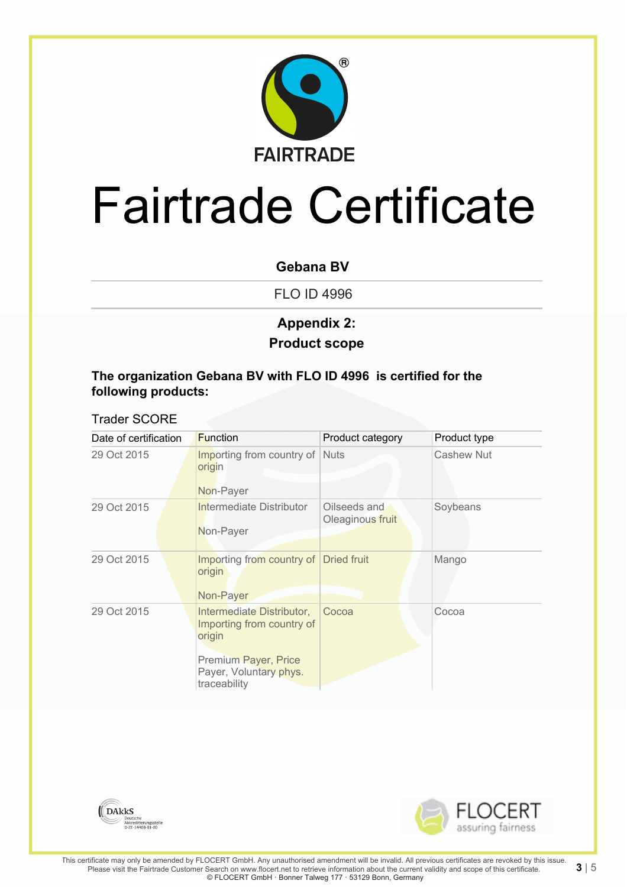FAIRTRADE

# Fairtrade Certificate

**Gebana BV**

FLO ID 4996

**Appendix 2:**
**Product scope**

**The organization Gebana BV with FLO ID 4996 is certified for the following products:**

Trader SCORE

| Date of certification | Function | Product category | Product type |
|---|---|---|---|
| 29 Oct 2015 | Importing from country of origin<br><br>Non-Payer | Nuts | Cashew Nut |
| 29 Oct 2015 | Intermediate Distributor<br><br>Non-Payer | Oilseeds and Oleaginous fruit | Soybeans |
| 29 Oct 2015 | Importing from country of origin<br><br>Non-Payer | Dried fruit | Mango |
| 29 Oct 2015 | Intermediate Distributor, Importing from country of origin<br><br>Premium Payer, Price Payer, Voluntary phys. traceability | Cocoa | Cocoa |

DAkkS Deutsche Akkreditierungsstelle D-ZE-14408-01-00

FLOCERT assuring fairness

This certificate may only be amended by FLOCERT GmbH. Any unauthorised amendment will be invalid. All previous certificates are revoked by this issue. Please visit the Fairtrade Customer Search on www.flocert.net to retrieve information about the current validity and scope of this certificate.
© FLOCERT GmbH · Bonner Talweg 177 · 53129 Bonn, Germany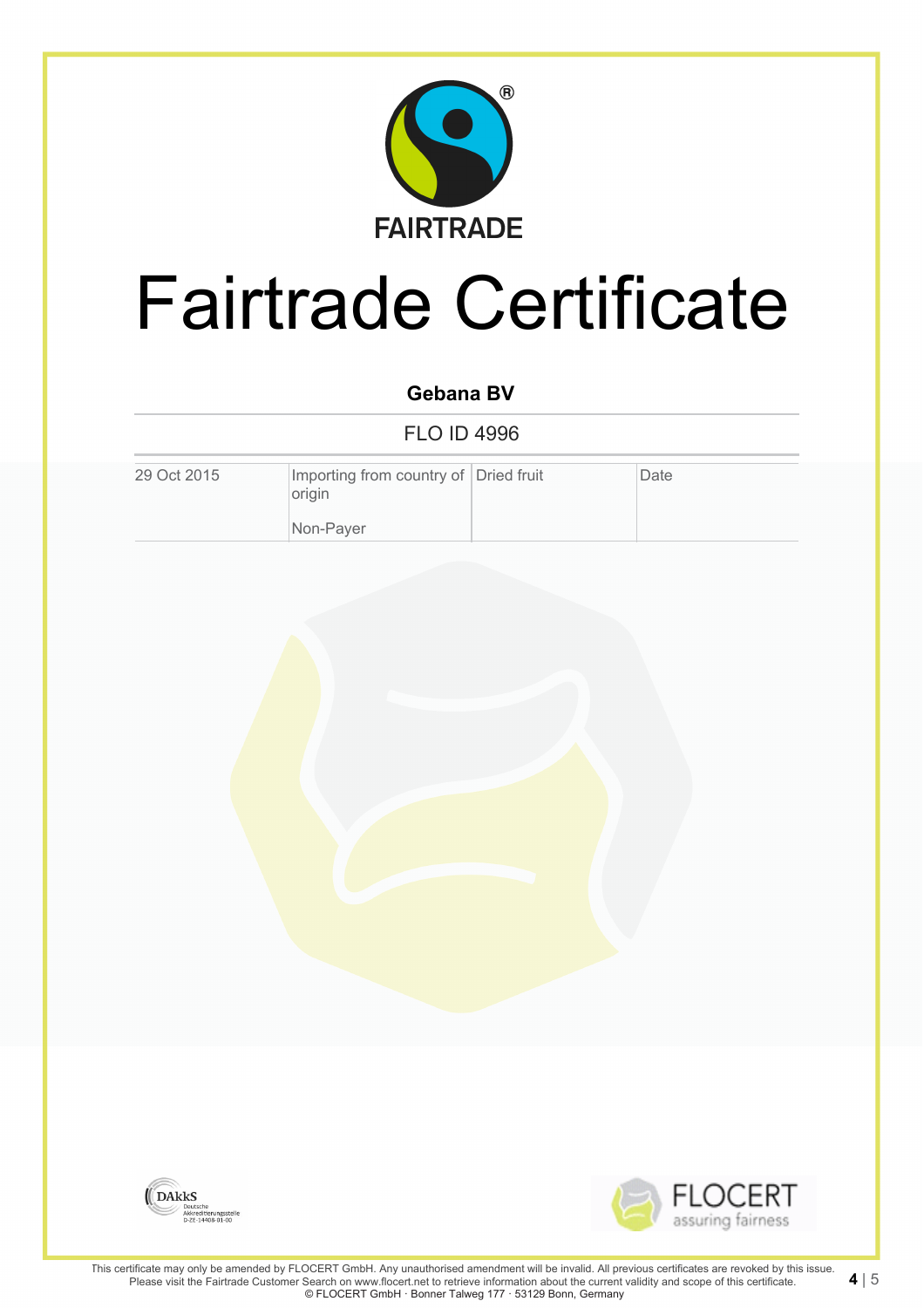FAIRTRADE

# Fairtrade Certificate

**Gebana BV**

FLO ID 4996

| 29 Oct 2015 | Importing from country of origin<br><br>Non-Payer | Dried fruit | Date |
| --- | --- | --- | --- |

DAkkS Deutsche Akkreditierungsstelle D-ZE-14408-01-00

FLOCERT assuring fairness

This certificate may only be amended by FLOCERT GmbH. Any unauthorised amendment will be invalid. All previous certificates are revoked by this issue.
Please visit the Fairtrade Customer Search on www.flocert.net to retrieve information about the current validity and scope of this certificate.
© FLOCERT GmbH · Bonner Talweg 177 · 53129 Bonn, Germany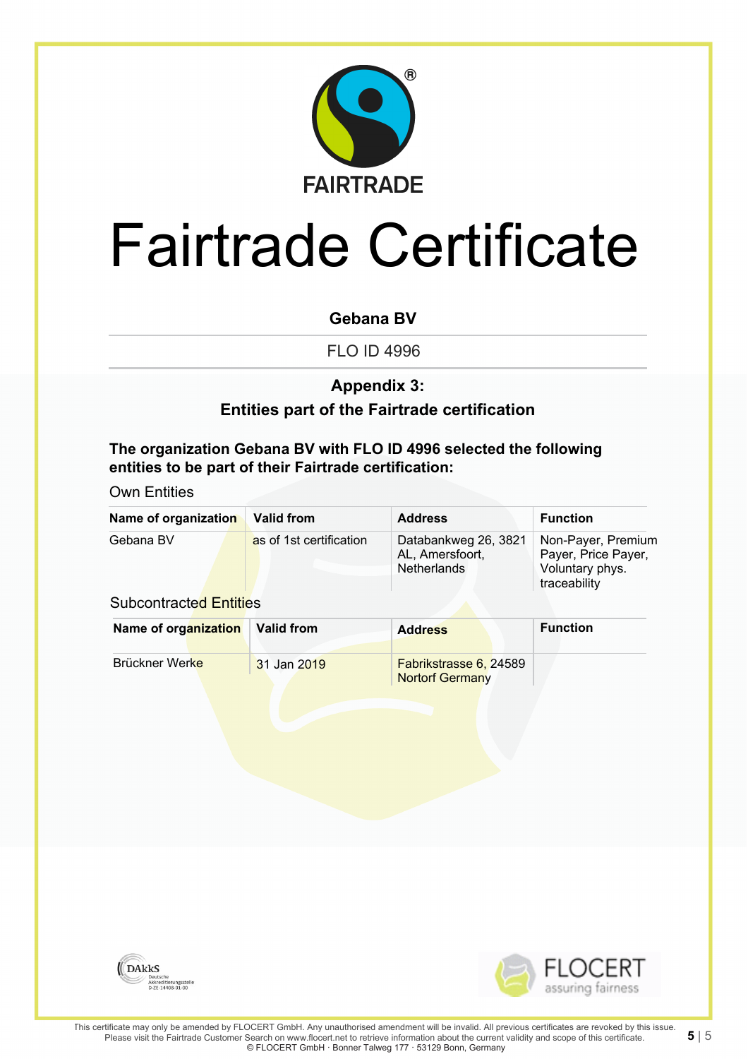FAIRTRADE

# Fairtrade Certificate

**Gebana BV**

FLO ID 4996

**Appendix 3:**
**Entities part of the Fairtrade certification**

**The organization Gebana BV with FLO ID 4996 selected the following entities to be part of their Fairtrade certification:**

Own Entities

| Name of organization | Valid from | Address | Function |
|---|---|---|---|
| Gebana BV | as of 1st certification | Databankweg 26, 3821 AL, Amersfoort, Netherlands | Non-Payer, Premium Payer, Price Payer, Voluntary phys. traceability |

Subcontracted Entities

| Name of organization | Valid from | Address | Function |
|---|---|---|---|
| Brückner Werke | 31 Jan 2019 | Fabrikstrasse 6, 24589 Nortorf Germany | |

DAkkS Deutsche Akkreditierungsstelle D-ZE-14408-01-00

FLOCERT assuring fairness

This certificate may only be amended by FLOCERT GmbH. Any unauthorised amendment will be invalid. All previous certificates are revoked by this issue. Please visit the Fairtrade Customer Search on www.flocert.net to retrieve information about the current validity and scope of this certificate.
© FLOCERT GmbH · Bonner Talweg 177 · 53129 Bonn, Germany